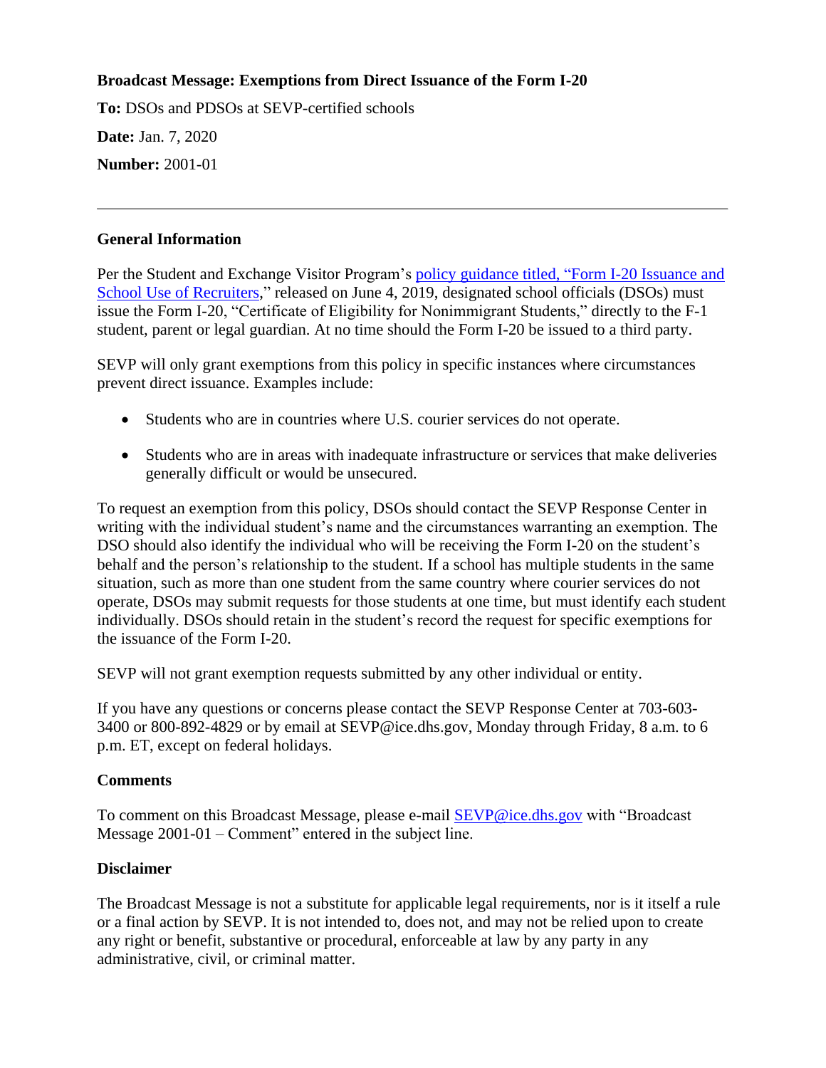**Broadcast Message: Exemptions from Direct Issuance of the Form I-20**

**To:** DSOs and PDSOs at SEVP-certified schools

**Date:** Jan. 7, 2020

**Number:** 2001-01

---

## General Information

Per the Student and Exchange Visitor Program's policy guidance titled, "Form I-20 Issuance and School Use of Recruiters," released on June 4, 2019, designated school officials (DSOs) must issue the Form I-20, "Certificate of Eligibility for Nonimmigrant Students," directly to the F-1 student, parent or legal guardian. At no time should the Form I-20 be issued to a third party.

SEVP will only grant exemptions from this policy in specific instances where circumstances prevent direct issuance. Examples include:

- Students who are in countries where U.S. courier services do not operate.
- Students who are in areas with inadequate infrastructure or services that make deliveries generally difficult or would be unsecured.

To request an exemption from this policy, DSOs should contact the SEVP Response Center in writing with the individual student's name and the circumstances warranting an exemption. The DSO should also identify the individual who will be receiving the Form I-20 on the student's behalf and the person's relationship to the student. If a school has multiple students in the same situation, such as more than one student from the same country where courier services do not operate, DSOs may submit requests for those students at one time, but must identify each student individually. DSOs should retain in the student's record the request for specific exemptions for the issuance of the Form I-20.

SEVP will not grant exemption requests submitted by any other individual or entity.

If you have any questions or concerns please contact the SEVP Response Center at 703-603-3400 or 800-892-4829 or by email at SEVP@ice.dhs.gov, Monday through Friday, 8 a.m. to 6 p.m. ET, except on federal holidays.

## Comments

To comment on this Broadcast Message, please e-mail SEVP@ice.dhs.gov with "Broadcast Message 2001-01 – Comment" entered in the subject line.

## Disclaimer

The Broadcast Message is not a substitute for applicable legal requirements, nor is it itself a rule or a final action by SEVP. It is not intended to, does not, and may not be relied upon to create any right or benefit, substantive or procedural, enforceable at law by any party in any administrative, civil, or criminal matter.